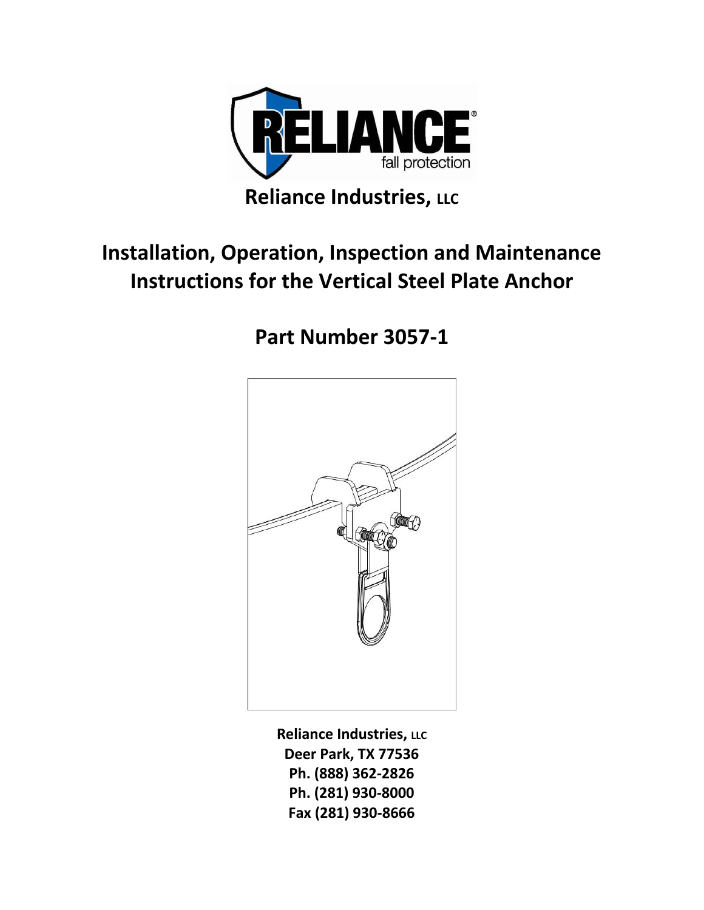# Reliance Industries, LLC

# Installation, Operation, Inspection and Maintenance Instructions for the Vertical Steel Plate Anchor

## Part Number 3057-1

**Reliance Industries, LLC**
**Deer Park, TX 77536**
**Ph. (888) 362-2826**
**Ph. (281) 930-8000**
**Fax (281) 930-8666**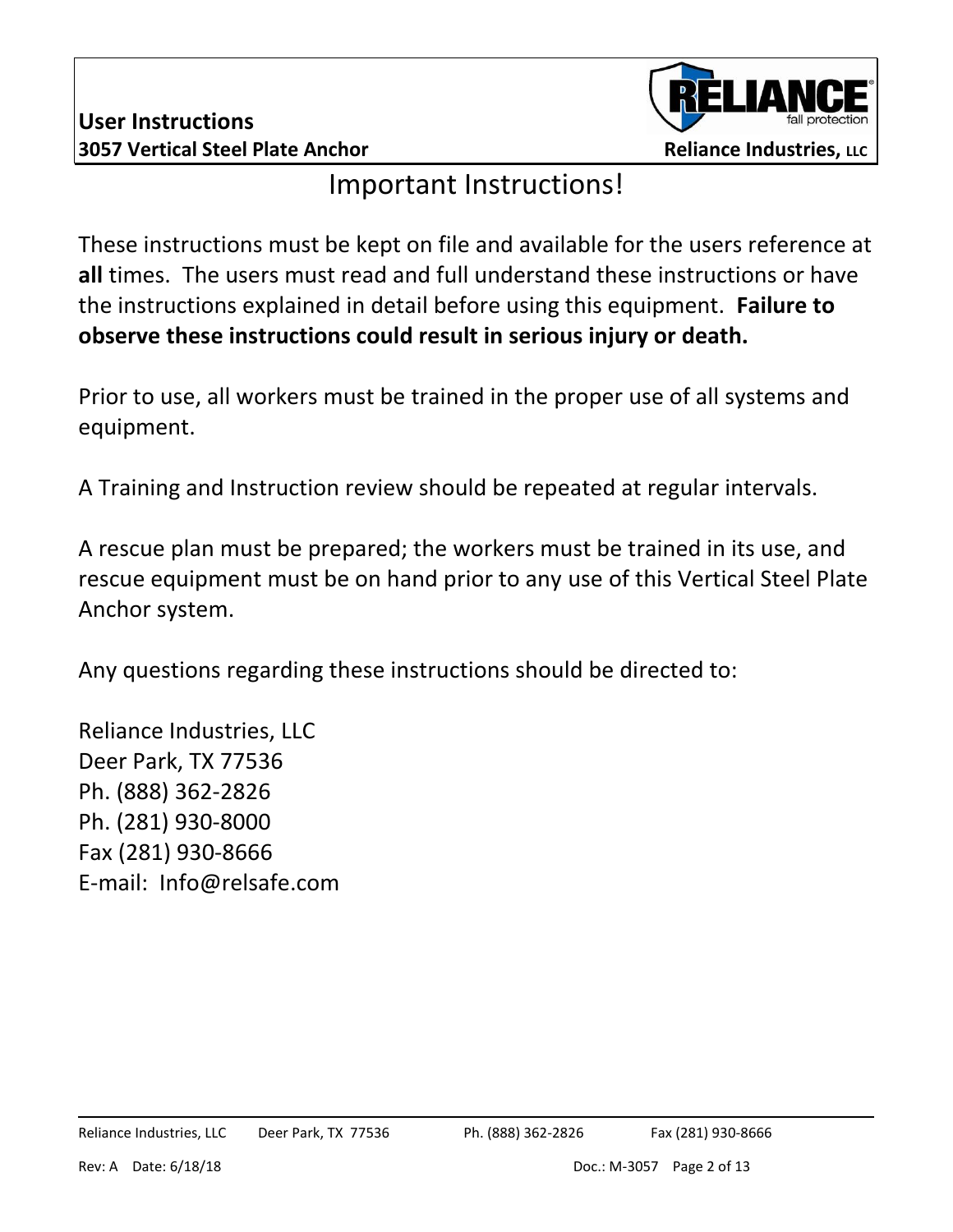# Important Instructions!

These instructions must be kept on file and available for the users reference at **all** times. The users must read and full understand these instructions or have the instructions explained in detail before using this equipment. **Failure to observe these instructions could result in serious injury or death.**

Prior to use, all workers must be trained in the proper use of all systems and equipment.

A Training and Instruction review should be repeated at regular intervals.

A rescue plan must be prepared; the workers must be trained in its use, and rescue equipment must be on hand prior to any use of this Vertical Steel Plate Anchor system.

Any questions regarding these instructions should be directed to:

Reliance Industries, LLC
Deer Park, TX 77536
Ph. (888) 362-2826
Ph. (281) 930-8000
Fax (281) 930-8666
E-mail: Info@relsafe.com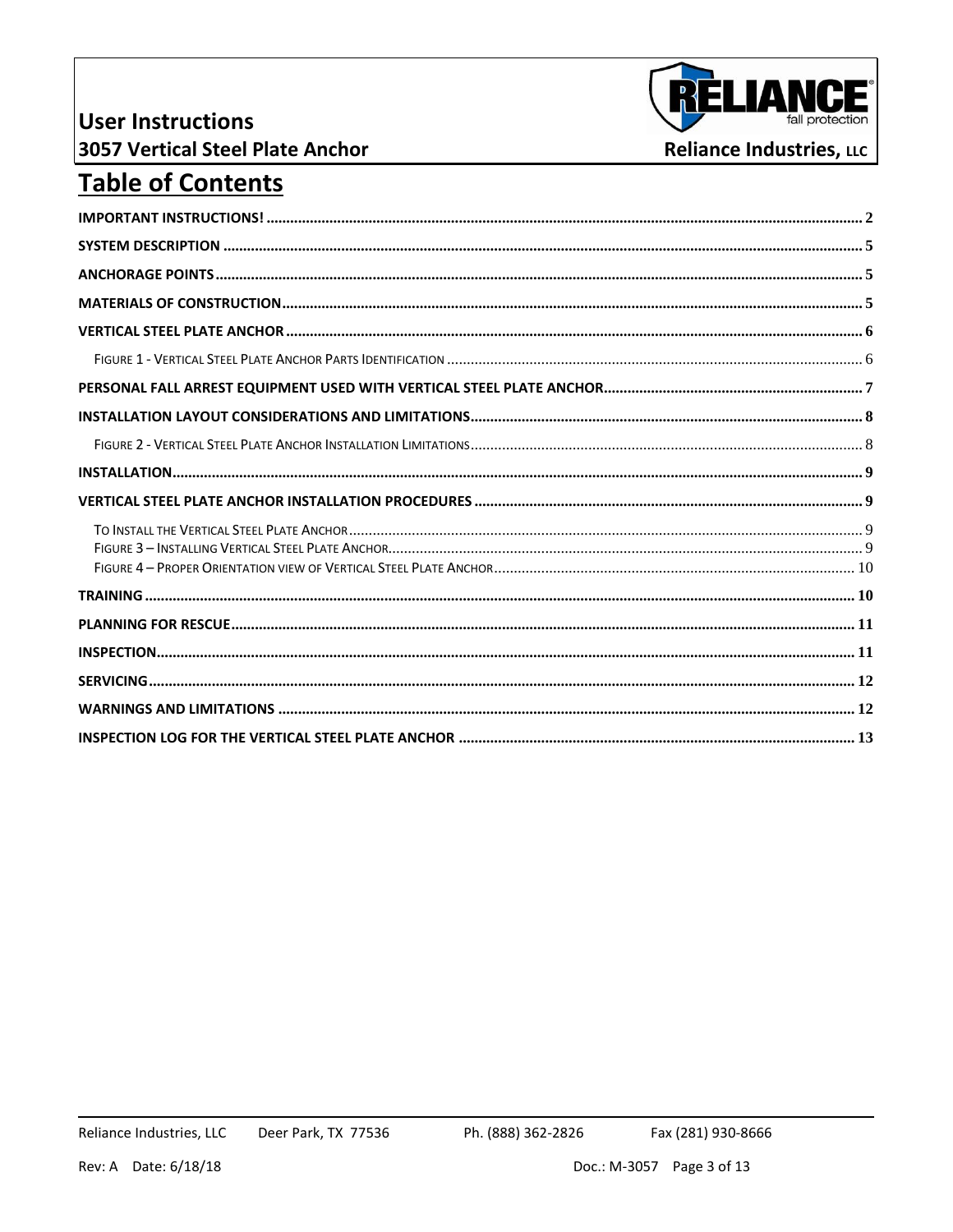# Table of Contents

- **IMPORTANT INSTRUCTIONS!** ........ 2
- **SYSTEM DESCRIPTION** ........ 5
- **ANCHORAGE POINTS** ........ 5
- **MATERIALS OF CONSTRUCTION** ........ 5
- **VERTICAL STEEL PLATE ANCHOR** ........ 6
  - FIGURE 1 - VERTICAL STEEL PLATE ANCHOR PARTS IDENTIFICATION ........ 6
- **PERSONAL FALL ARREST EQUIPMENT USED WITH VERTICAL STEEL PLATE ANCHOR** ........ 7
- **INSTALLATION LAYOUT CONSIDERATIONS AND LIMITATIONS** ........ 8
  - FIGURE 2 - VERTICAL STEEL PLATE ANCHOR INSTALLATION LIMITATIONS ........ 8
- **INSTALLATION** ........ 9
- **VERTICAL STEEL PLATE ANCHOR INSTALLATION PROCEDURES** ........ 9
  - TO INSTALL THE VERTICAL STEEL PLATE ANCHOR ........ 9
  - FIGURE 3 – INSTALLING VERTICAL STEEL PLATE ANCHOR ........ 9
  - FIGURE 4 – PROPER ORIENTATION VIEW OF VERTICAL STEEL PLATE ANCHOR ........ 10
- **TRAINING** ........ 10
- **PLANNING FOR RESCUE** ........ 11
- **INSPECTION** ........ 11
- **SERVICING** ........ 12
- **WARNINGS AND LIMITATIONS** ........ 12
- **INSPECTION LOG FOR THE VERTICAL STEEL PLATE ANCHOR** ........ 13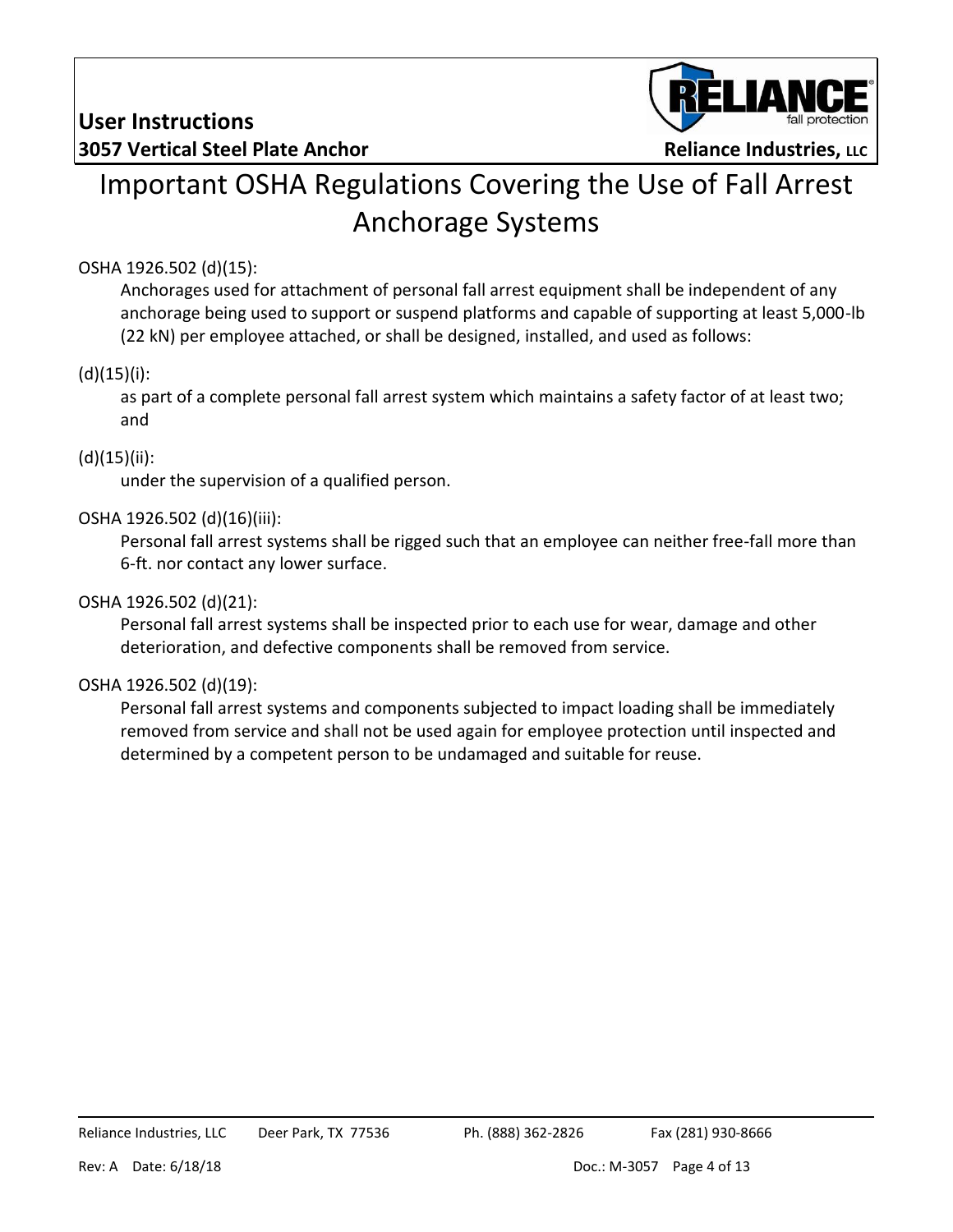# Important OSHA Regulations Covering the Use of Fall Arrest Anchorage Systems

OSHA 1926.502 (d)(15):

Anchorages used for attachment of personal fall arrest equipment shall be independent of any anchorage being used to support or suspend platforms and capable of supporting at least 5,000-lb (22 kN) per employee attached, or shall be designed, installed, and used as follows:

(d)(15)(i):

as part of a complete personal fall arrest system which maintains a safety factor of at least two; and

(d)(15)(ii):

under the supervision of a qualified person.

OSHA 1926.502 (d)(16)(iii):

Personal fall arrest systems shall be rigged such that an employee can neither free-fall more than 6-ft. nor contact any lower surface.

OSHA 1926.502 (d)(21):

Personal fall arrest systems shall be inspected prior to each use for wear, damage and other deterioration, and defective components shall be removed from service.

OSHA 1926.502 (d)(19):

Personal fall arrest systems and components subjected to impact loading shall be immediately removed from service and shall not be used again for employee protection until inspected and determined by a competent person to be undamaged and suitable for reuse.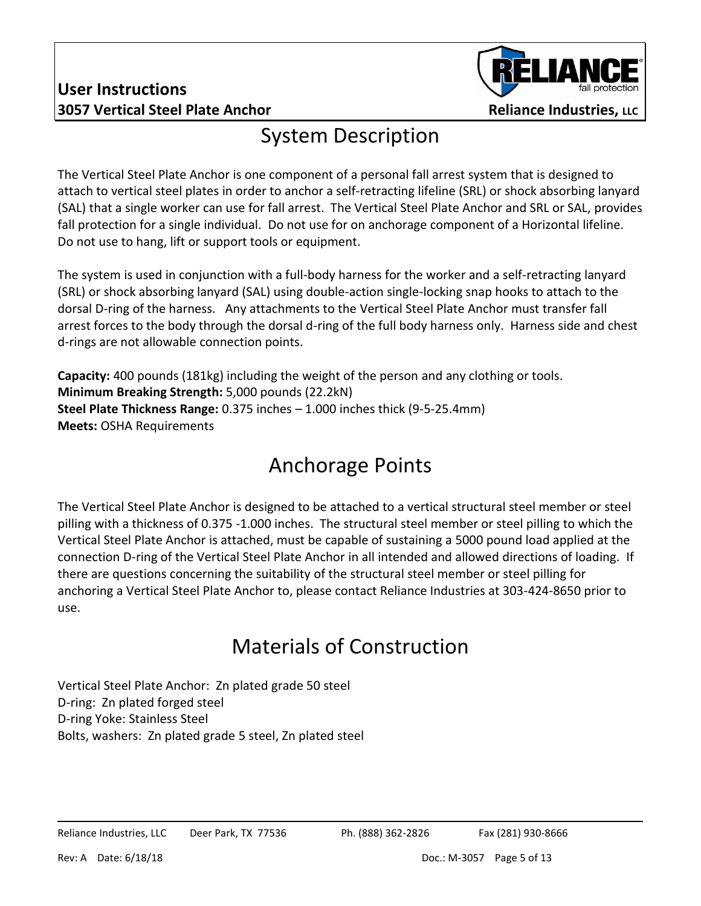# System Description

The Vertical Steel Plate Anchor is one component of a personal fall arrest system that is designed to attach to vertical steel plates in order to anchor a self-retracting lifeline (SRL) or shock absorbing lanyard (SAL) that a single worker can use for fall arrest. The Vertical Steel Plate Anchor and SRL or SAL, provides fall protection for a single individual. Do not use for on anchorage component of a Horizontal lifeline. Do not use to hang, lift or support tools or equipment.

The system is used in conjunction with a full-body harness for the worker and a self-retracting lanyard (SRL) or shock absorbing lanyard (SAL) using double-action single-locking snap hooks to attach to the dorsal D-ring of the harness. Any attachments to the Vertical Steel Plate Anchor must transfer fall arrest forces to the body through the dorsal d-ring of the full body harness only. Harness side and chest d-rings are not allowable connection points.

**Capacity:** 400 pounds (181kg) including the weight of the person and any clothing or tools.
**Minimum Breaking Strength:** 5,000 pounds (22.2kN)
**Steel Plate Thickness Range:** 0.375 inches – 1.000 inches thick (9-5-25.4mm)
**Meets:** OSHA Requirements

# Anchorage Points

The Vertical Steel Plate Anchor is designed to be attached to a vertical structural steel member or steel pilling with a thickness of 0.375 -1.000 inches. The structural steel member or steel pilling to which the Vertical Steel Plate Anchor is attached, must be capable of sustaining a 5000 pound load applied at the connection D-ring of the Vertical Steel Plate Anchor in all intended and allowed directions of loading. If there are questions concerning the suitability of the structural steel member or steel pilling for anchoring a Vertical Steel Plate Anchor to, please contact Reliance Industries at 303-424-8650 prior to use.

# Materials of Construction

Vertical Steel Plate Anchor: Zn plated grade 50 steel
D-ring: Zn plated forged steel
D-ring Yoke: Stainless Steel
Bolts, washers: Zn plated grade 5 steel, Zn plated steel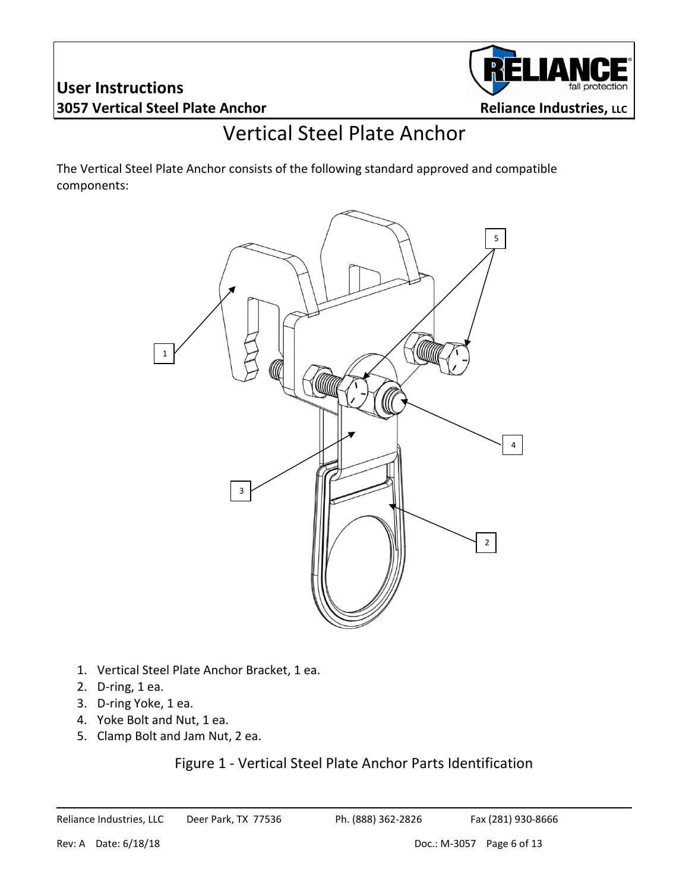# Vertical Steel Plate Anchor

The Vertical Steel Plate Anchor consists of the following standard approved and compatible components:

1. Vertical Steel Plate Anchor Bracket, 1 ea.
2. D-ring, 1 ea.
3. D-ring Yoke, 1 ea.
4. Yoke Bolt and Nut, 1 ea.
5. Clamp Bolt and Jam Nut, 2 ea.

Figure 1 - Vertical Steel Plate Anchor Parts Identification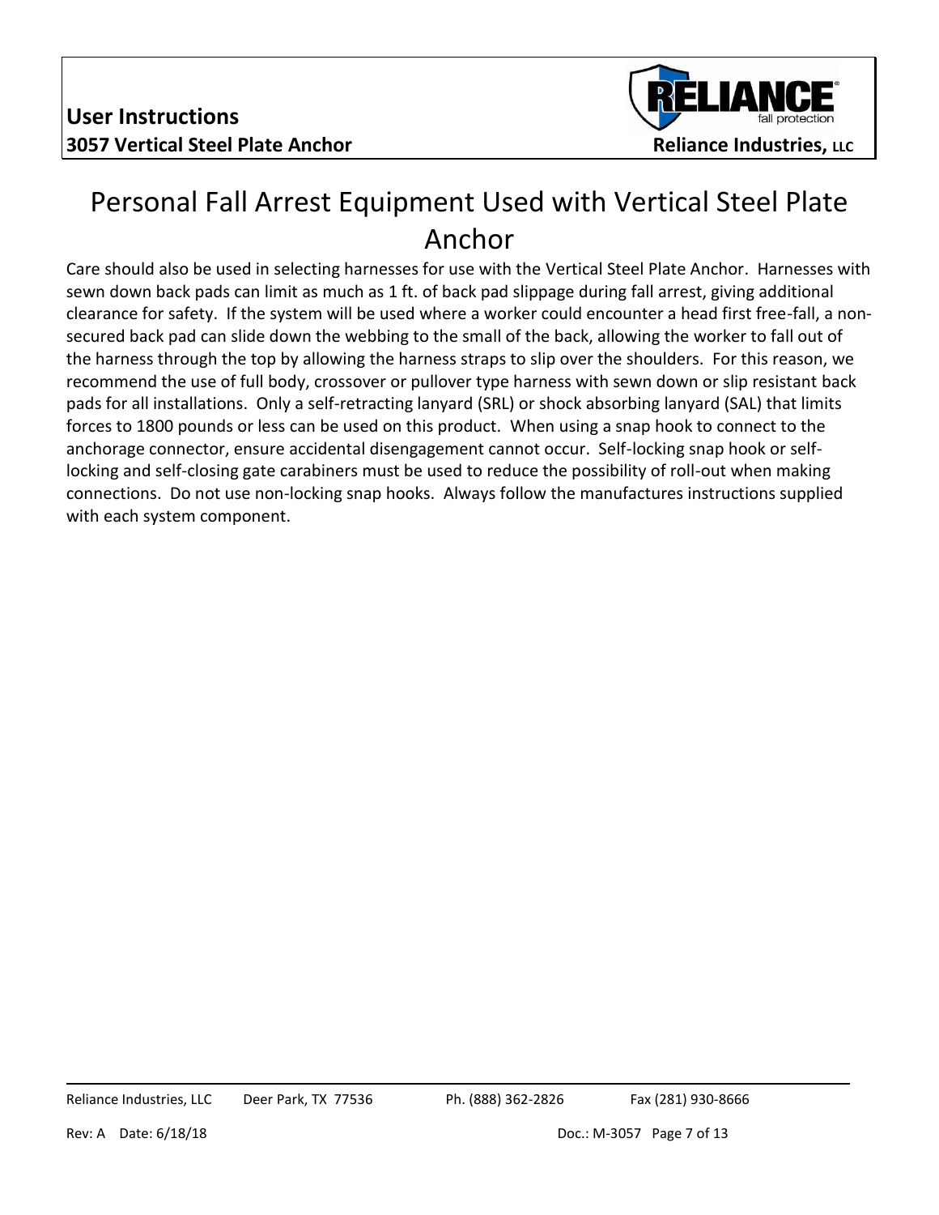# Personal Fall Arrest Equipment Used with Vertical Steel Plate Anchor

Care should also be used in selecting harnesses for use with the Vertical Steel Plate Anchor. Harnesses with sewn down back pads can limit as much as 1 ft. of back pad slippage during fall arrest, giving additional clearance for safety. If the system will be used where a worker could encounter a head first free-fall, a non-secured back pad can slide down the webbing to the small of the back, allowing the worker to fall out of the harness through the top by allowing the harness straps to slip over the shoulders. For this reason, we recommend the use of full body, crossover or pullover type harness with sewn down or slip resistant back pads for all installations. Only a self-retracting lanyard (SRL) or shock absorbing lanyard (SAL) that limits forces to 1800 pounds or less can be used on this product. When using a snap hook to connect to the anchorage connector, ensure accidental disengagement cannot occur. Self-locking snap hook or self-locking and self-closing gate carabiners must be used to reduce the possibility of roll-out when making connections. Do not use non-locking snap hooks. Always follow the manufactures instructions supplied with each system component.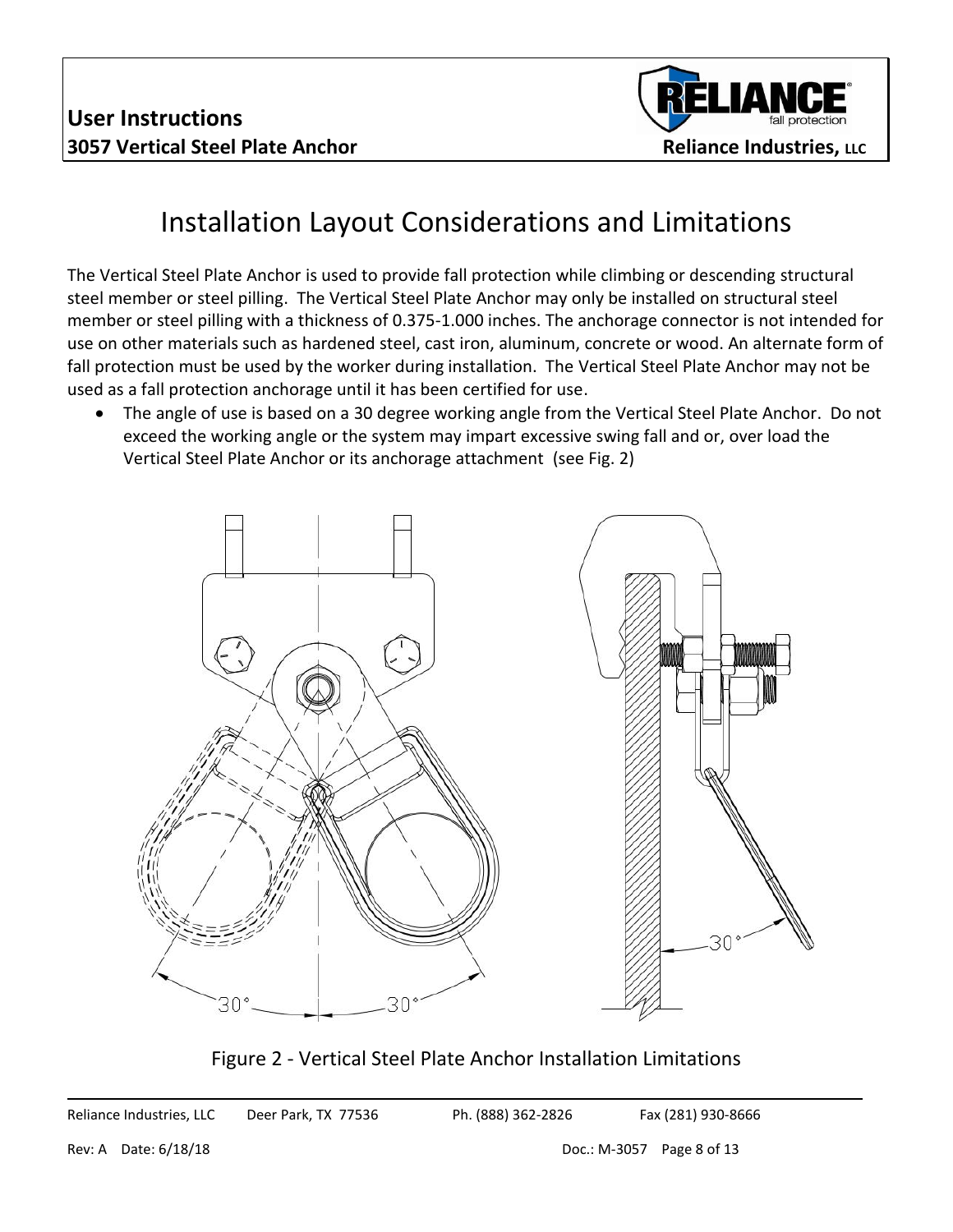# Installation Layout Considerations and Limitations

The Vertical Steel Plate Anchor is used to provide fall protection while climbing or descending structural steel member or steel pilling. The Vertical Steel Plate Anchor may only be installed on structural steel member or steel pilling with a thickness of 0.375-1.000 inches. The anchorage connector is not intended for use on other materials such as hardened steel, cast iron, aluminum, concrete or wood. An alternate form of fall protection must be used by the worker during installation. The Vertical Steel Plate Anchor may not be used as a fall protection anchorage until it has been certified for use.

- The angle of use is based on a 30 degree working angle from the Vertical Steel Plate Anchor. Do not exceed the working angle or the system may impart excessive swing fall and or, over load the Vertical Steel Plate Anchor or its anchorage attachment (see Fig. 2)

Figure 2 - Vertical Steel Plate Anchor Installation Limitations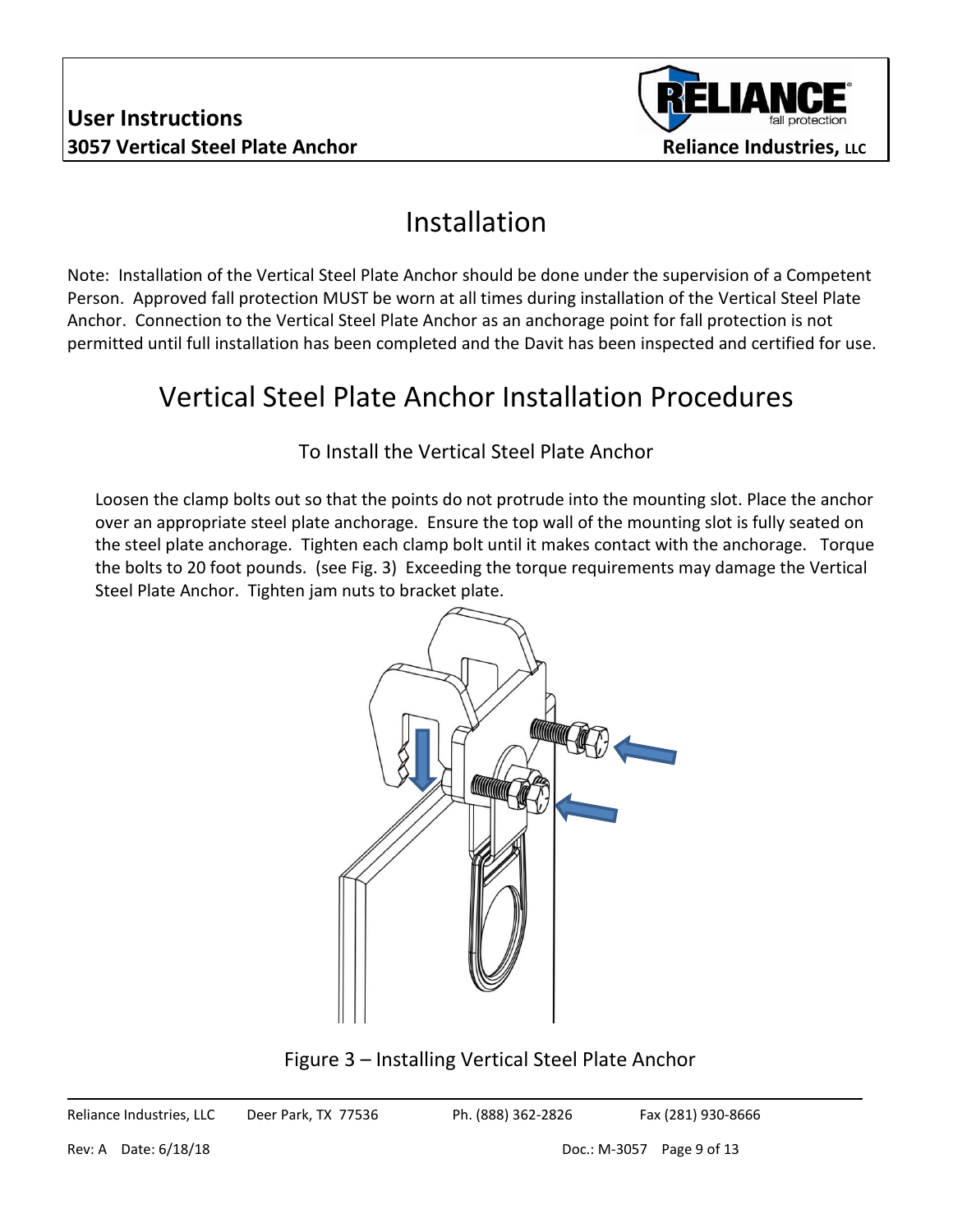# Installation

Note: Installation of the Vertical Steel Plate Anchor should be done under the supervision of a Competent Person. Approved fall protection MUST be worn at all times during installation of the Vertical Steel Plate Anchor. Connection to the Vertical Steel Plate Anchor as an anchorage point for fall protection is not permitted until full installation has been completed and the Davit has been inspected and certified for use.

# Vertical Steel Plate Anchor Installation Procedures

## To Install the Vertical Steel Plate Anchor

Loosen the clamp bolts out so that the points do not protrude into the mounting slot. Place the anchor over an appropriate steel plate anchorage. Ensure the top wall of the mounting slot is fully seated on the steel plate anchorage. Tighten each clamp bolt until it makes contact with the anchorage. Torque the bolts to 20 foot pounds. (see Fig. 3) Exceeding the torque requirements may damage the Vertical Steel Plate Anchor. Tighten jam nuts to bracket plate.

Figure 3 – Installing Vertical Steel Plate Anchor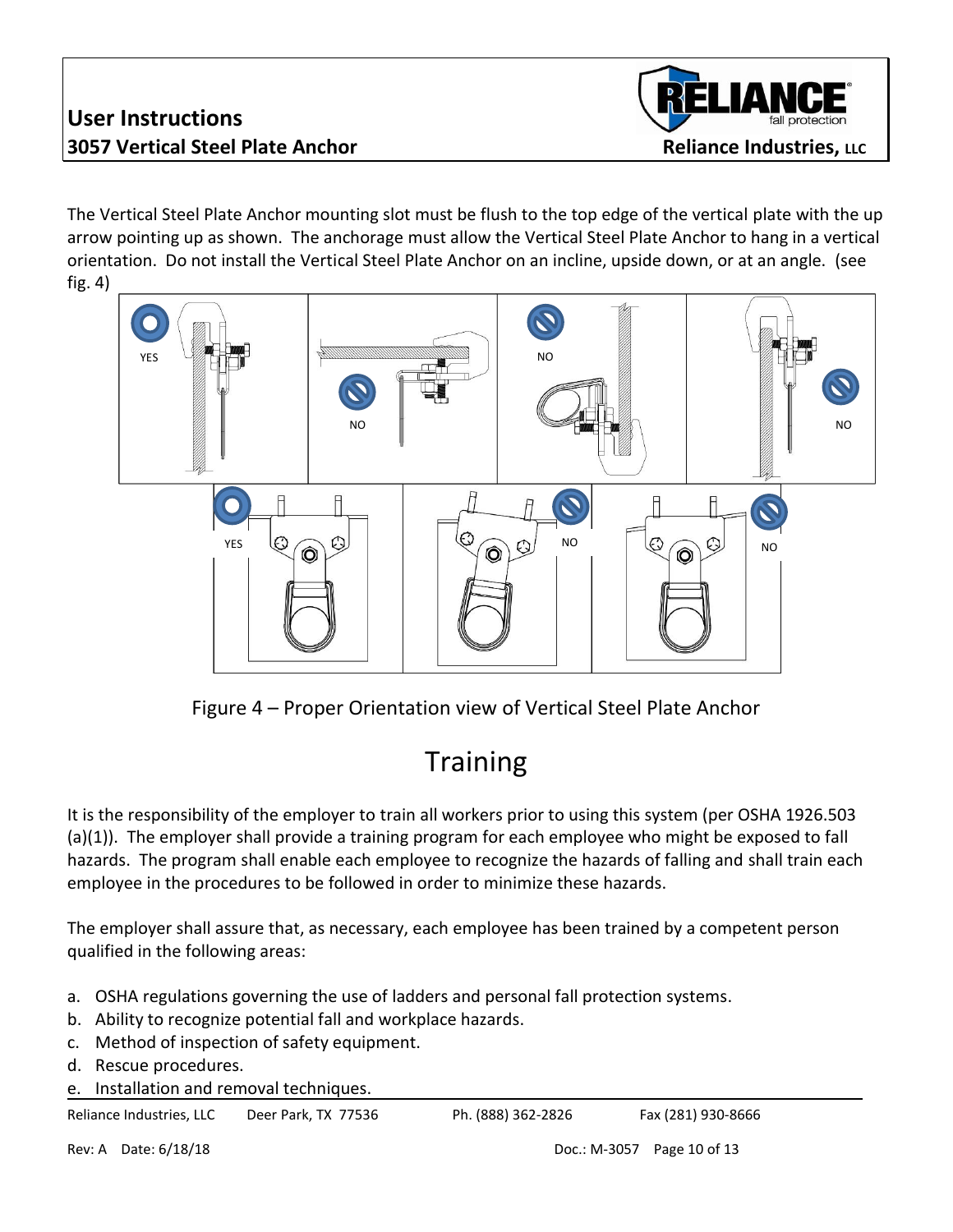The Vertical Steel Plate Anchor mounting slot must be flush to the top edge of the vertical plate with the up arrow pointing up as shown. The anchorage must allow the Vertical Steel Plate Anchor to hang in a vertical orientation. Do not install the Vertical Steel Plate Anchor on an incline, upside down, or at an angle. (see fig. 4)

YES NO NO NO

YES NO NO

Figure 4 – Proper Orientation view of Vertical Steel Plate Anchor

# Training

It is the responsibility of the employer to train all workers prior to using this system (per OSHA 1926.503 (a)(1)). The employer shall provide a training program for each employee who might be exposed to fall hazards. The program shall enable each employee to recognize the hazards of falling and shall train each employee in the procedures to be followed in order to minimize these hazards.

The employer shall assure that, as necessary, each employee has been trained by a competent person qualified in the following areas:

a. OSHA regulations governing the use of ladders and personal fall protection systems.
b. Ability to recognize potential fall and workplace hazards.
c. Method of inspection of safety equipment.
d. Rescue procedures.
e. Installation and removal techniques.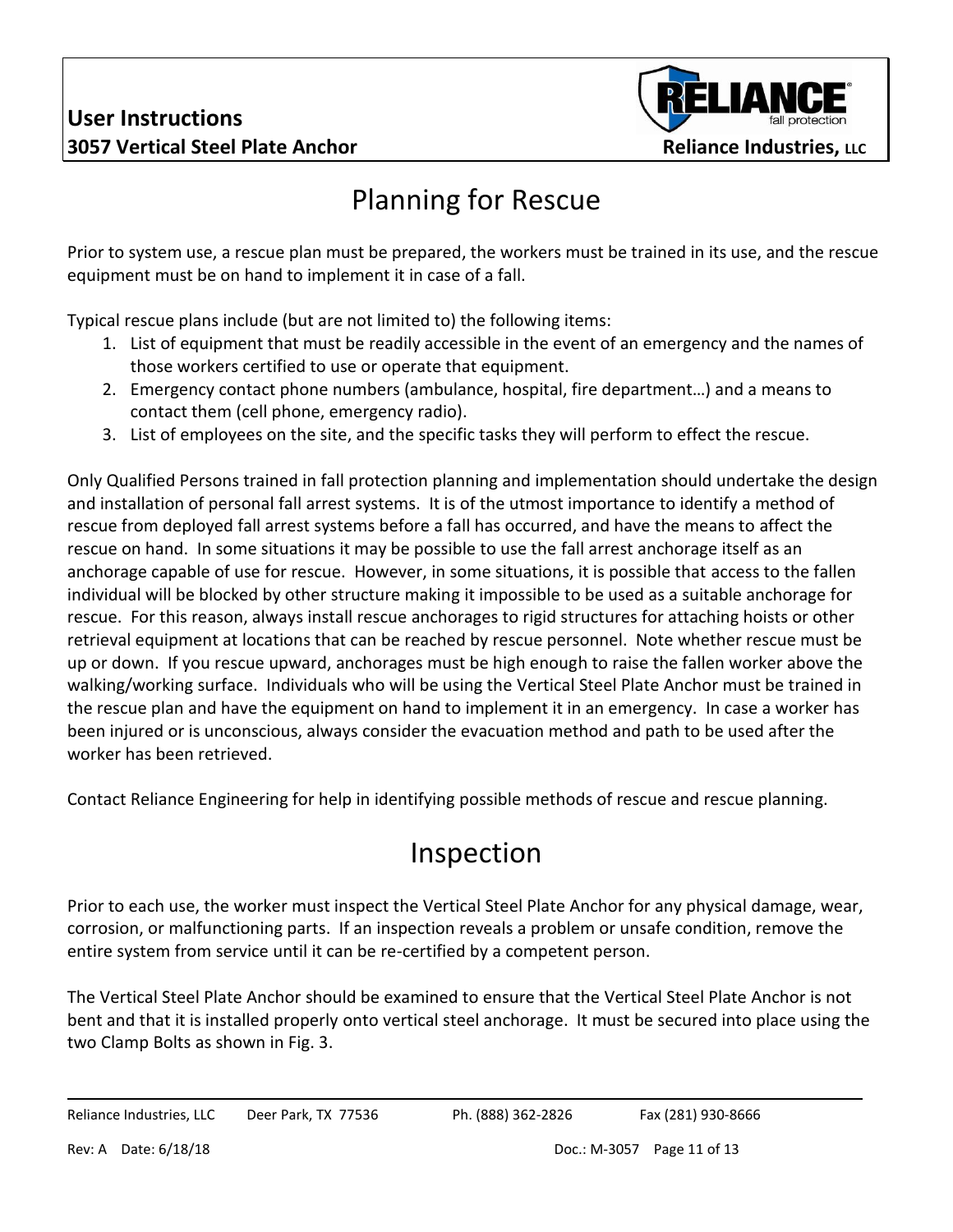# Planning for Rescue

Prior to system use, a rescue plan must be prepared, the workers must be trained in its use, and the rescue equipment must be on hand to implement it in case of a fall.

Typical rescue plans include (but are not limited to) the following items:

1. List of equipment that must be readily accessible in the event of an emergency and the names of those workers certified to use or operate that equipment.
2. Emergency contact phone numbers (ambulance, hospital, fire department…) and a means to contact them (cell phone, emergency radio).
3. List of employees on the site, and the specific tasks they will perform to effect the rescue.

Only Qualified Persons trained in fall protection planning and implementation should undertake the design and installation of personal fall arrest systems. It is of the utmost importance to identify a method of rescue from deployed fall arrest systems before a fall has occurred, and have the means to affect the rescue on hand. In some situations it may be possible to use the fall arrest anchorage itself as an anchorage capable of use for rescue. However, in some situations, it is possible that access to the fallen individual will be blocked by other structure making it impossible to be used as a suitable anchorage for rescue. For this reason, always install rescue anchorages to rigid structures for attaching hoists or other retrieval equipment at locations that can be reached by rescue personnel. Note whether rescue must be up or down. If you rescue upward, anchorages must be high enough to raise the fallen worker above the walking/working surface. Individuals who will be using the Vertical Steel Plate Anchor must be trained in the rescue plan and have the equipment on hand to implement it in an emergency. In case a worker has been injured or is unconscious, always consider the evacuation method and path to be used after the worker has been retrieved.

Contact Reliance Engineering for help in identifying possible methods of rescue and rescue planning.

# Inspection

Prior to each use, the worker must inspect the Vertical Steel Plate Anchor for any physical damage, wear, corrosion, or malfunctioning parts. If an inspection reveals a problem or unsafe condition, remove the entire system from service until it can be re-certified by a competent person.

The Vertical Steel Plate Anchor should be examined to ensure that the Vertical Steel Plate Anchor is not bent and that it is installed properly onto vertical steel anchorage. It must be secured into place using the two Clamp Bolts as shown in Fig. 3.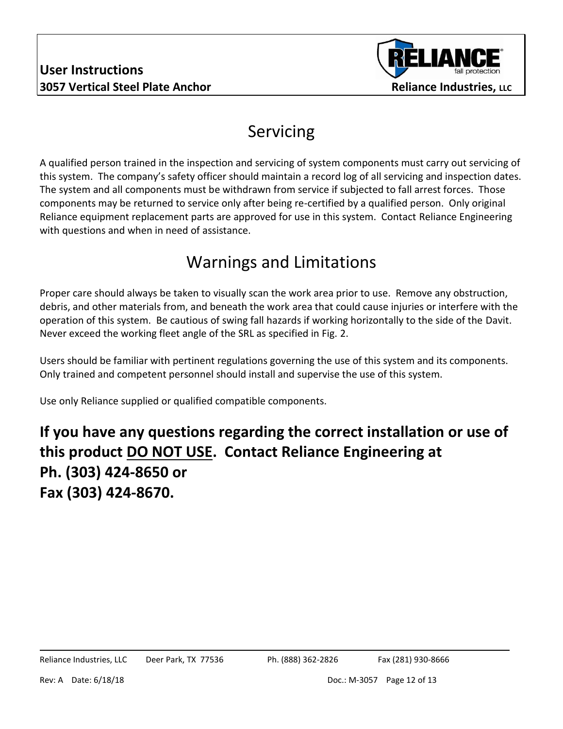# Servicing

A qualified person trained in the inspection and servicing of system components must carry out servicing of this system. The company's safety officer should maintain a record log of all servicing and inspection dates. The system and all components must be withdrawn from service if subjected to fall arrest forces. Those components may be returned to service only after being re-certified by a qualified person. Only original Reliance equipment replacement parts are approved for use in this system. Contact Reliance Engineering with questions and when in need of assistance.

# Warnings and Limitations

Proper care should always be taken to visually scan the work area prior to use. Remove any obstruction, debris, and other materials from, and beneath the work area that could cause injuries or interfere with the operation of this system. Be cautious of swing fall hazards if working horizontally to the side of the Davit. Never exceed the working fleet angle of the SRL as specified in Fig. 2.

Users should be familiar with pertinent regulations governing the use of this system and its components. Only trained and competent personnel should install and supervise the use of this system.

Use only Reliance supplied or qualified compatible components.

**If you have any questions regarding the correct installation or use of this product <u>DO NOT USE</u>. Contact Reliance Engineering at**
**Ph. (303) 424-8650 or**
**Fax (303) 424-8670.**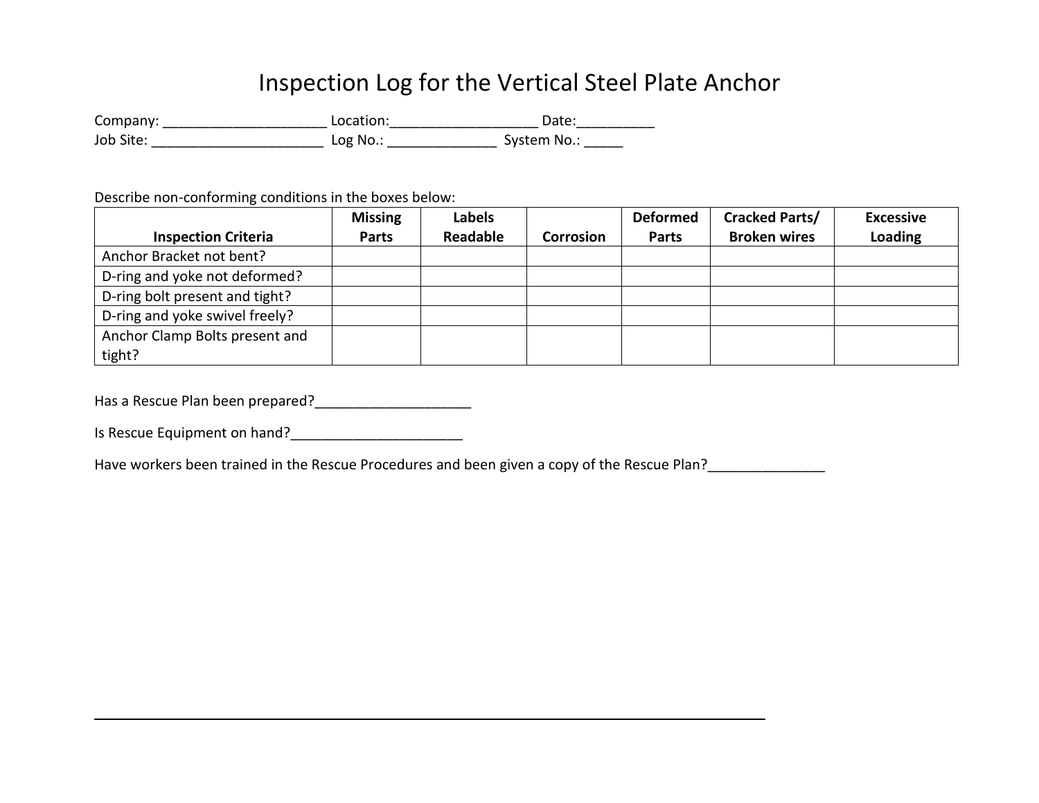# Inspection Log for the Vertical Steel Plate Anchor

Company: _____________________ Location:___________________ Date:__________
Job Site: ______________________ Log No.: ______________ System No.: _____

Describe non-conforming conditions in the boxes below:

| Inspection Criteria | Missing Parts | Labels Readable | Corrosion | Deformed Parts | Cracked Parts/ Broken wires | Excessive Loading |
|---|---|---|---|---|---|---|
| Anchor Bracket not bent? | | | | | | |
| D-ring and yoke not deformed? | | | | | | |
| D-ring bolt present and tight? | | | | | | |
| D-ring and yoke swivel freely? | | | | | | |
| Anchor Clamp Bolts present and tight? | | | | | | |

Has a Rescue Plan been prepared?____________________

Is Rescue Equipment on hand?______________________

Have workers been trained in the Rescue Procedures and been given a copy of the Rescue Plan?_______________

________________________________________________________________________________